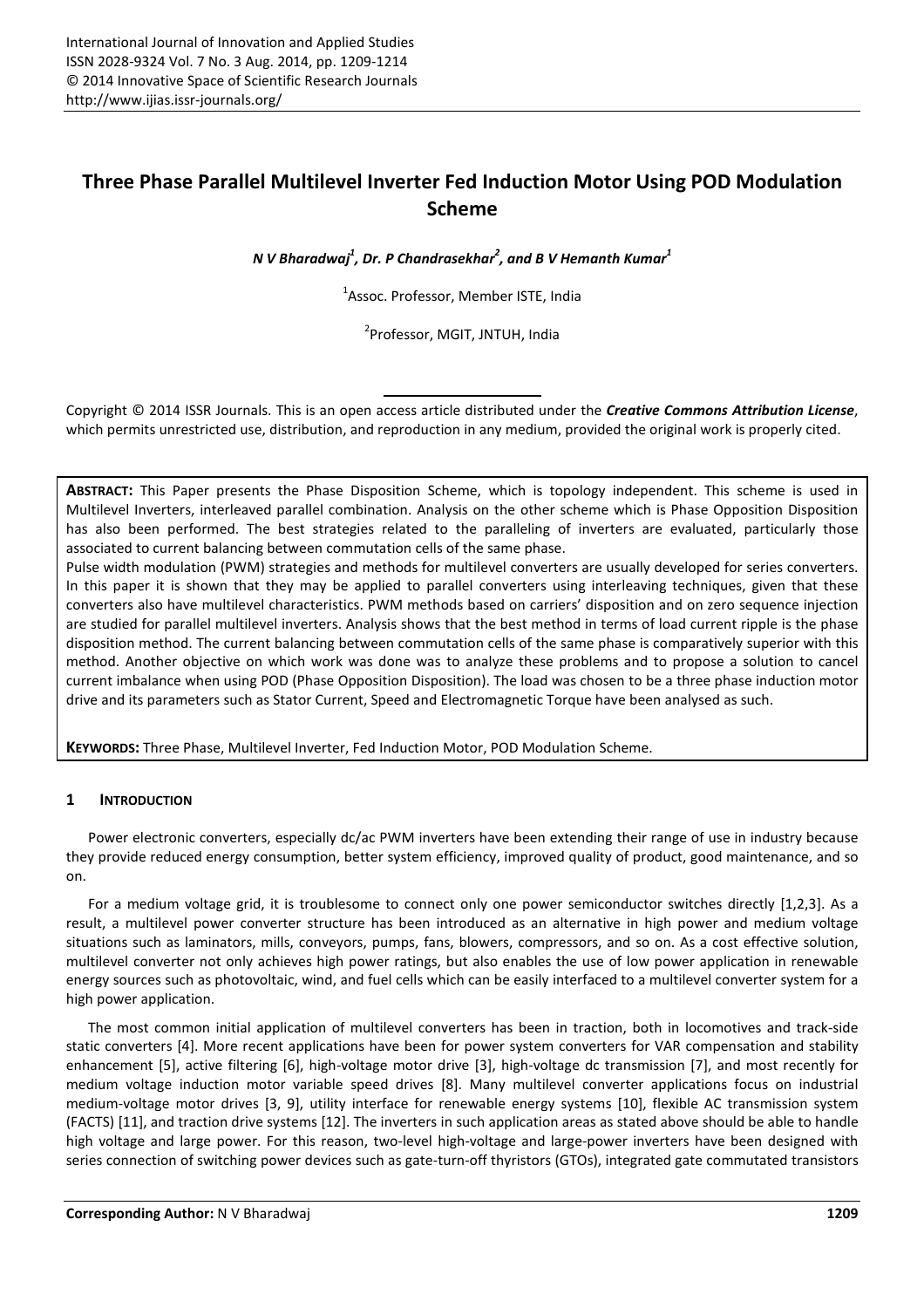# Three Phase Parallel Multilevel Inverter Fed Induction Motor Using POD Modulation Scheme

***N V Bharadwaj[1], Dr. P Chandrasekhar[2], and B V Hemanth Kumar[1]***

[1]Assoc. Professor, Member ISTE, India

[2]Professor, MGIT, JNTUH, India

Copyright © 2014 ISSR Journals. This is an open access article distributed under the ***Creative Commons Attribution License***, which permits unrestricted use, distribution, and reproduction in any medium, provided the original work is properly cited.

**ABSTRACT:** This Paper presents the Phase Disposition Scheme, which is topology independent. This scheme is used in Multilevel Inverters, interleaved parallel combination. Analysis on the other scheme which is Phase Opposition Disposition has also been performed. The best strategies related to the paralleling of inverters are evaluated, particularly those associated to current balancing between commutation cells of the same phase.

Pulse width modulation (PWM) strategies and methods for multilevel converters are usually developed for series converters. In this paper it is shown that they may be applied to parallel converters using interleaving techniques, given that these converters also have multilevel characteristics. PWM methods based on carriers' disposition and on zero sequence injection are studied for parallel multilevel inverters. Analysis shows that the best method in terms of load current ripple is the phase disposition method. The current balancing between commutation cells of the same phase is comparatively superior with this method. Another objective on which work was done was to analyze these problems and to propose a solution to cancel current imbalance when using POD (Phase Opposition Disposition). The load was chosen to be a three phase induction motor drive and its parameters such as Stator Current, Speed and Electromagnetic Torque have been analysed as such.

**KEYWORDS:** Three Phase, Multilevel Inverter, Fed Induction Motor, POD Modulation Scheme.

## 1 INTRODUCTION

Power electronic converters, especially dc/ac PWM inverters have been extending their range of use in industry because they provide reduced energy consumption, better system efficiency, improved quality of product, good maintenance, and so on.

For a medium voltage grid, it is troublesome to connect only one power semiconductor switches directly [1,2,3]. As a result, a multilevel power converter structure has been introduced as an alternative in high power and medium voltage situations such as laminators, mills, conveyors, pumps, fans, blowers, compressors, and so on. As a cost effective solution, multilevel converter not only achieves high power ratings, but also enables the use of low power application in renewable energy sources such as photovoltaic, wind, and fuel cells which can be easily interfaced to a multilevel converter system for a high power application.

The most common initial application of multilevel converters has been in traction, both in locomotives and track-side static converters [4]. More recent applications have been for power system converters for VAR compensation and stability enhancement [5], active filtering [6], high-voltage motor drive [3], high-voltage dc transmission [7], and most recently for medium voltage induction motor variable speed drives [8]. Many multilevel converter applications focus on industrial medium-voltage motor drives [3, 9], utility interface for renewable energy systems [10], flexible AC transmission system (FACTS) [11], and traction drive systems [12]. The inverters in such application areas as stated above should be able to handle high voltage and large power. For this reason, two-level high-voltage and large-power inverters have been designed with series connection of switching power devices such as gate-turn-off thyristors (GTOs), integrated gate commutated transistors

**Corresponding Author:** N V Bharadwaj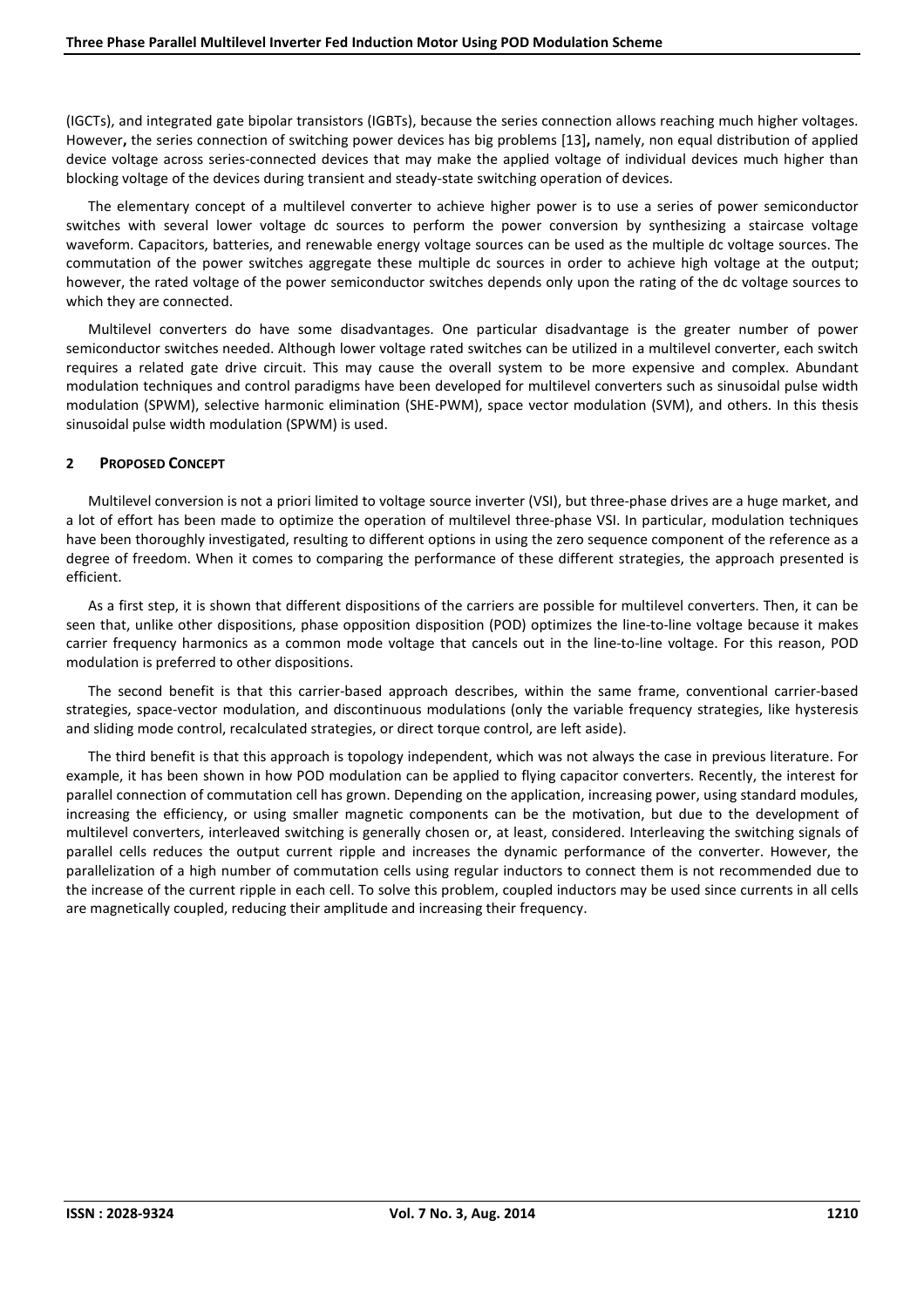(IGCTs), and integrated gate bipolar transistors (IGBTs), because the series connection allows reaching much higher voltages. However**,** the series connection of switching power devices has big problems [13]**,** namely, non equal distribution of applied device voltage across series-connected devices that may make the applied voltage of individual devices much higher than blocking voltage of the devices during transient and steady-state switching operation of devices.

The elementary concept of a multilevel converter to achieve higher power is to use a series of power semiconductor switches with several lower voltage dc sources to perform the power conversion by synthesizing a staircase voltage waveform. Capacitors, batteries, and renewable energy voltage sources can be used as the multiple dc voltage sources. The commutation of the power switches aggregate these multiple dc sources in order to achieve high voltage at the output; however, the rated voltage of the power semiconductor switches depends only upon the rating of the dc voltage sources to which they are connected.

Multilevel converters do have some disadvantages. One particular disadvantage is the greater number of power semiconductor switches needed. Although lower voltage rated switches can be utilized in a multilevel converter, each switch requires a related gate drive circuit. This may cause the overall system to be more expensive and complex. Abundant modulation techniques and control paradigms have been developed for multilevel converters such as sinusoidal pulse width modulation (SPWM), selective harmonic elimination (SHE-PWM), space vector modulation (SVM), and others. In this thesis sinusoidal pulse width modulation (SPWM) is used.

## 2 PROPOSED CONCEPT

Multilevel conversion is not a priori limited to voltage source inverter (VSI), but three-phase drives are a huge market, and a lot of effort has been made to optimize the operation of multilevel three-phase VSI. In particular, modulation techniques have been thoroughly investigated, resulting to different options in using the zero sequence component of the reference as a degree of freedom. When it comes to comparing the performance of these different strategies, the approach presented is efficient.

As a first step, it is shown that different dispositions of the carriers are possible for multilevel converters. Then, it can be seen that, unlike other dispositions, phase opposition disposition (POD) optimizes the line-to-line voltage because it makes carrier frequency harmonics as a common mode voltage that cancels out in the line-to-line voltage. For this reason, POD modulation is preferred to other dispositions.

The second benefit is that this carrier-based approach describes, within the same frame, conventional carrier-based strategies, space-vector modulation, and discontinuous modulations (only the variable frequency strategies, like hysteresis and sliding mode control, recalculated strategies, or direct torque control, are left aside).

The third benefit is that this approach is topology independent, which was not always the case in previous literature. For example, it has been shown in how POD modulation can be applied to flying capacitor converters. Recently, the interest for parallel connection of commutation cell has grown. Depending on the application, increasing power, using standard modules, increasing the efficiency, or using smaller magnetic components can be the motivation, but due to the development of multilevel converters, interleaved switching is generally chosen or, at least, considered. Interleaving the switching signals of parallel cells reduces the output current ripple and increases the dynamic performance of the converter. However, the parallelization of a high number of commutation cells using regular inductors to connect them is not recommended due to the increase of the current ripple in each cell. To solve this problem, coupled inductors may be used since currents in all cells are magnetically coupled, reducing their amplitude and increasing their frequency.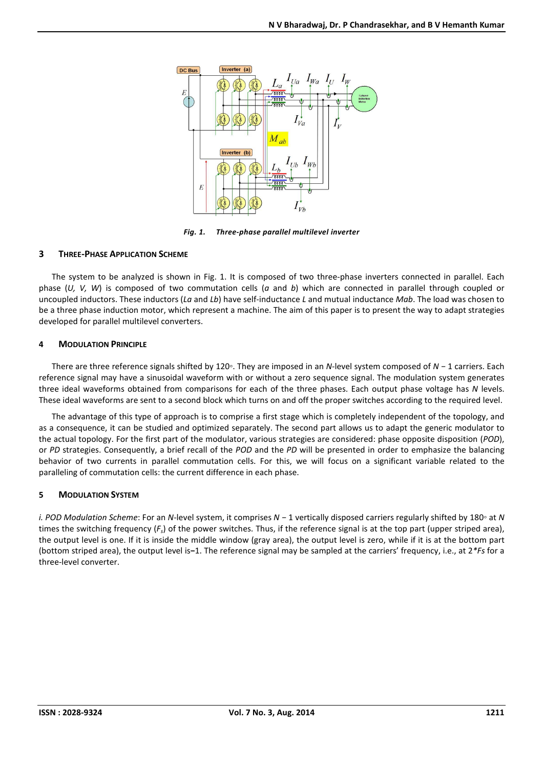*Fig. 1. Three-phase parallel multilevel inverter*

## 3 THREE-PHASE APPLICATION SCHEME

The system to be analyzed is shown in Fig. 1. It is composed of two three-phase inverters connected in parallel. Each phase (*U, V, W*) is composed of two commutation cells (*a* and *b*) which are connected in parallel through coupled or uncoupled inductors. These inductors (*La* and *Lb*) have self-inductance *L* and mutual inductance *Mab*. The load was chosen to be a three phase induction motor, which represent a machine. The aim of this paper is to present the way to adapt strategies developed for parallel multilevel converters.

## 4 MODULATION PRINCIPLE

There are three reference signals shifted by 120◦. They are imposed in an *N*-level system composed of *N* − 1 carriers. Each reference signal may have a sinusoidal waveform with or without a zero sequence signal. The modulation system generates three ideal waveforms obtained from comparisons for each of the three phases. Each output phase voltage has *N* levels. These ideal waveforms are sent to a second block which turns on and off the proper switches according to the required level.

The advantage of this type of approach is to comprise a first stage which is completely independent of the topology, and as a consequence, it can be studied and optimized separately. The second part allows us to adapt the generic modulator to the actual topology. For the first part of the modulator, various strategies are considered: phase opposite disposition (*POD*), or *PD* strategies. Consequently, a brief recall of the *POD* and the *PD* will be presented in order to emphasize the balancing behavior of two currents in parallel commutation cells. For this, we will focus on a significant variable related to the paralleling of commutation cells: the current difference in each phase.

## 5 MODULATION SYSTEM

*i. POD Modulation Scheme*: For an *N*-level system, it comprises *N* − 1 vertically disposed carriers regularly shifted by 180◦ at *N* times the switching frequency ($F_s$) of the power switches. Thus, if the reference signal is at the top part (upper striped area), the output level is one. If it is inside the middle window (gray area), the output level is zero, while if it is at the bottom part (bottom striped area), the output level is−1. The reference signal may be sampled at the carriers' frequency, i.e., at 2*Fs for a three-level converter.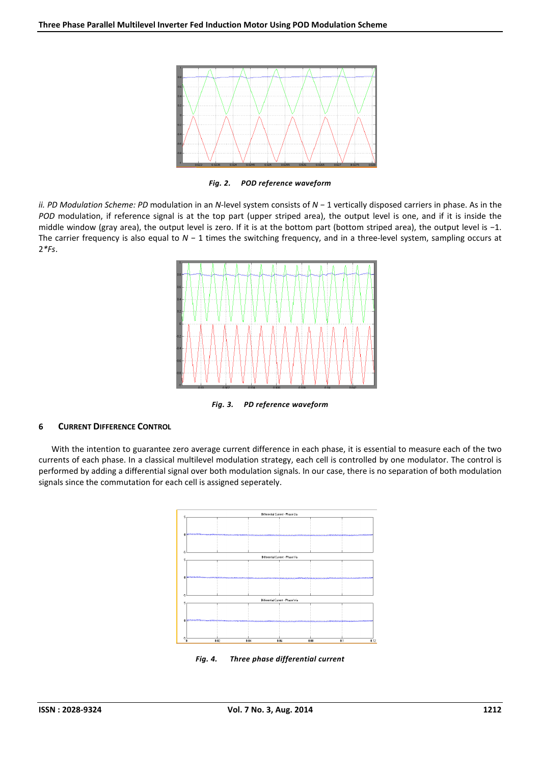*Fig. 2. POD reference waveform*

*ii. PD Modulation Scheme: PD* modulation in an *N*-level system consists of $N - 1$ vertically disposed carriers in phase. As in the *POD* modulation, if reference signal is at the top part (upper striped area), the output level is one, and if it is inside the middle window (gray area), the output level is zero. If it is at the bottom part (bottom striped area), the output level is −1. The carrier frequency is also equal to $N - 1$ times the switching frequency, and in a three-level system, sampling occurs at $2*Fs$.

*Fig. 3. PD reference waveform*

## 6 Current Difference Control

With the intention to guarantee zero average current difference in each phase, it is essential to measure each of the two currents of each phase. In a classical multilevel modulation strategy, each cell is controlled by one modulator. The control is performed by adding a differential signal over both modulation signals. In our case, there is no separation of both modulation signals since the commutation for each cell is assigned seperately.

*Fig. 4. Three phase differential current*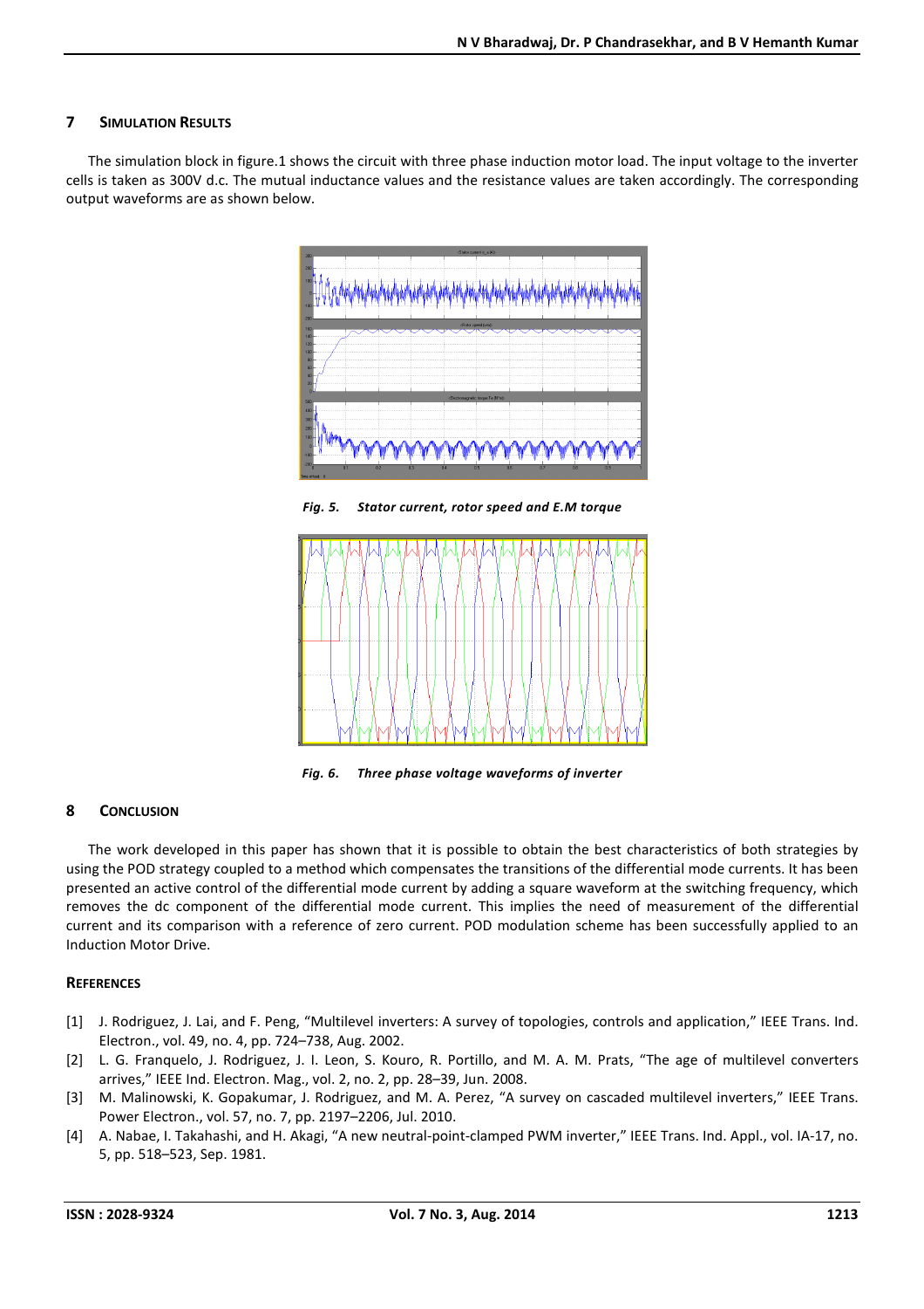## 7 Simulation Results

The simulation block in figure.1 shows the circuit with three phase induction motor load. The input voltage to the inverter cells is taken as 300V d.c. The mutual inductance values and the resistance values are taken accordingly. The corresponding output waveforms are as shown below.

*Fig. 5. Stator current, rotor speed and E.M torque*

*Fig. 6. Three phase voltage waveforms of inverter*

## 8 Conclusion

The work developed in this paper has shown that it is possible to obtain the best characteristics of both strategies by using the POD strategy coupled to a method which compensates the transitions of the differential mode currents. It has been presented an active control of the differential mode current by adding a square waveform at the switching frequency, which removes the dc component of the differential mode current. This implies the need of measurement of the differential current and its comparison with a reference of zero current. POD modulation scheme has been successfully applied to an Induction Motor Drive.

## References

[1] J. Rodriguez, J. Lai, and F. Peng, "Multilevel inverters: A survey of topologies, controls and application," IEEE Trans. Ind. Electron., vol. 49, no. 4, pp. 724–738, Aug. 2002.

[2] L. G. Franquelo, J. Rodriguez, J. I. Leon, S. Kouro, R. Portillo, and M. A. M. Prats, "The age of multilevel converters arrives," IEEE Ind. Electron. Mag., vol. 2, no. 2, pp. 28–39, Jun. 2008.

[3] M. Malinowski, K. Gopakumar, J. Rodriguez, and M. A. Perez, "A survey on cascaded multilevel inverters," IEEE Trans. Power Electron., vol. 57, no. 7, pp. 2197–2206, Jul. 2010.

[4] A. Nabae, I. Takahashi, and H. Akagi, "A new neutral-point-clamped PWM inverter," IEEE Trans. Ind. Appl., vol. IA-17, no. 5, pp. 518–523, Sep. 1981.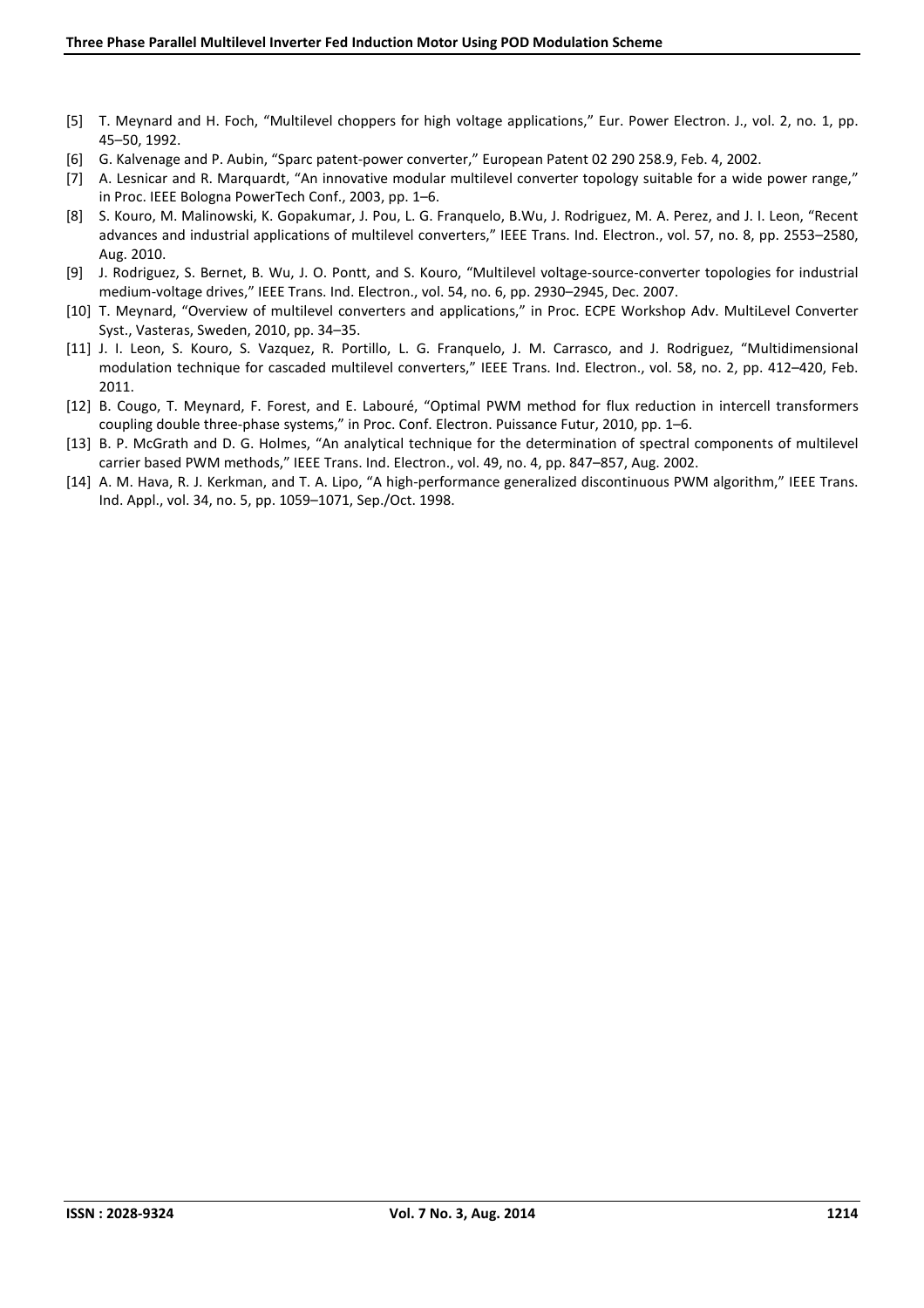[5] T. Meynard and H. Foch, "Multilevel choppers for high voltage applications," Eur. Power Electron. J., vol. 2, no. 1, pp. 45–50, 1992.

[6] G. Kalvenage and P. Aubin, "Sparc patent-power converter," European Patent 02 290 258.9, Feb. 4, 2002.

[7] A. Lesnicar and R. Marquardt, "An innovative modular multilevel converter topology suitable for a wide power range," in Proc. IEEE Bologna PowerTech Conf., 2003, pp. 1–6.

[8] S. Kouro, M. Malinowski, K. Gopakumar, J. Pou, L. G. Franquelo, B.Wu, J. Rodriguez, M. A. Perez, and J. I. Leon, "Recent advances and industrial applications of multilevel converters," IEEE Trans. Ind. Electron., vol. 57, no. 8, pp. 2553–2580, Aug. 2010.

[9] J. Rodriguez, S. Bernet, B. Wu, J. O. Pontt, and S. Kouro, "Multilevel voltage-source-converter topologies for industrial medium-voltage drives," IEEE Trans. Ind. Electron., vol. 54, no. 6, pp. 2930–2945, Dec. 2007.

[10] T. Meynard, "Overview of multilevel converters and applications," in Proc. ECPE Workshop Adv. MultiLevel Converter Syst., Vasteras, Sweden, 2010, pp. 34–35.

[11] J. I. Leon, S. Kouro, S. Vazquez, R. Portillo, L. G. Franquelo, J. M. Carrasco, and J. Rodriguez, "Multidimensional modulation technique for cascaded multilevel converters," IEEE Trans. Ind. Electron., vol. 58, no. 2, pp. 412–420, Feb. 2011.

[12] B. Cougo, T. Meynard, F. Forest, and E. Labouré, "Optimal PWM method for flux reduction in intercell transformers coupling double three-phase systems," in Proc. Conf. Electron. Puissance Futur, 2010, pp. 1–6.

[13] B. P. McGrath and D. G. Holmes, "An analytical technique for the determination of spectral components of multilevel carrier based PWM methods," IEEE Trans. Ind. Electron., vol. 49, no. 4, pp. 847–857, Aug. 2002.

[14] A. M. Hava, R. J. Kerkman, and T. A. Lipo, "A high-performance generalized discontinuous PWM algorithm," IEEE Trans. Ind. Appl., vol. 34, no. 5, pp. 1059–1071, Sep./Oct. 1998.